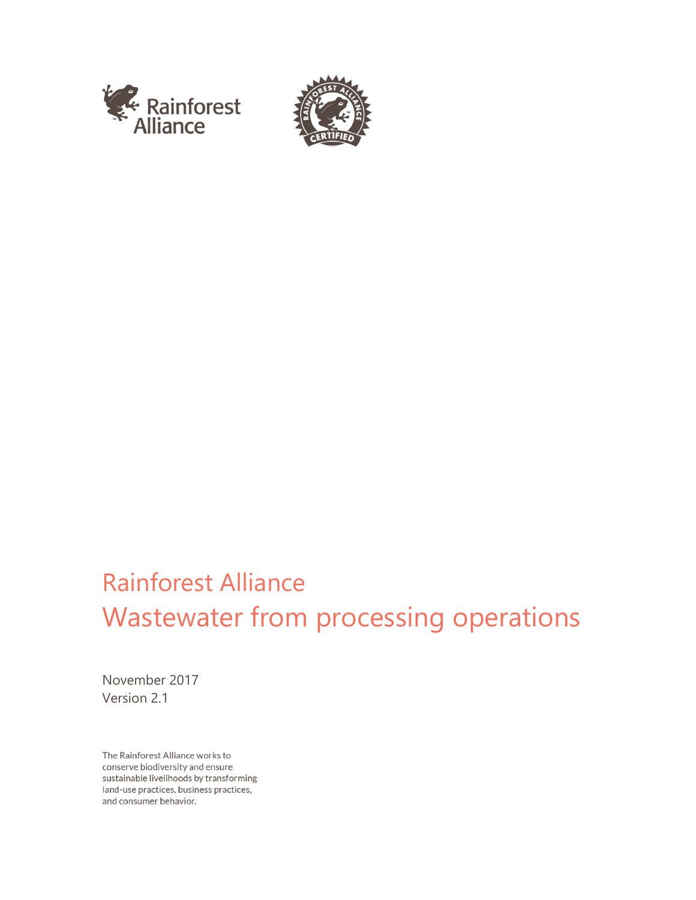# Rainforest Alliance
# Wastewater from processing operations

November 2017
Version 2.1

The Rainforest Alliance works to conserve biodiversity and ensure sustainable livelihoods by transforming land-use practices, business practices, and consumer behavior.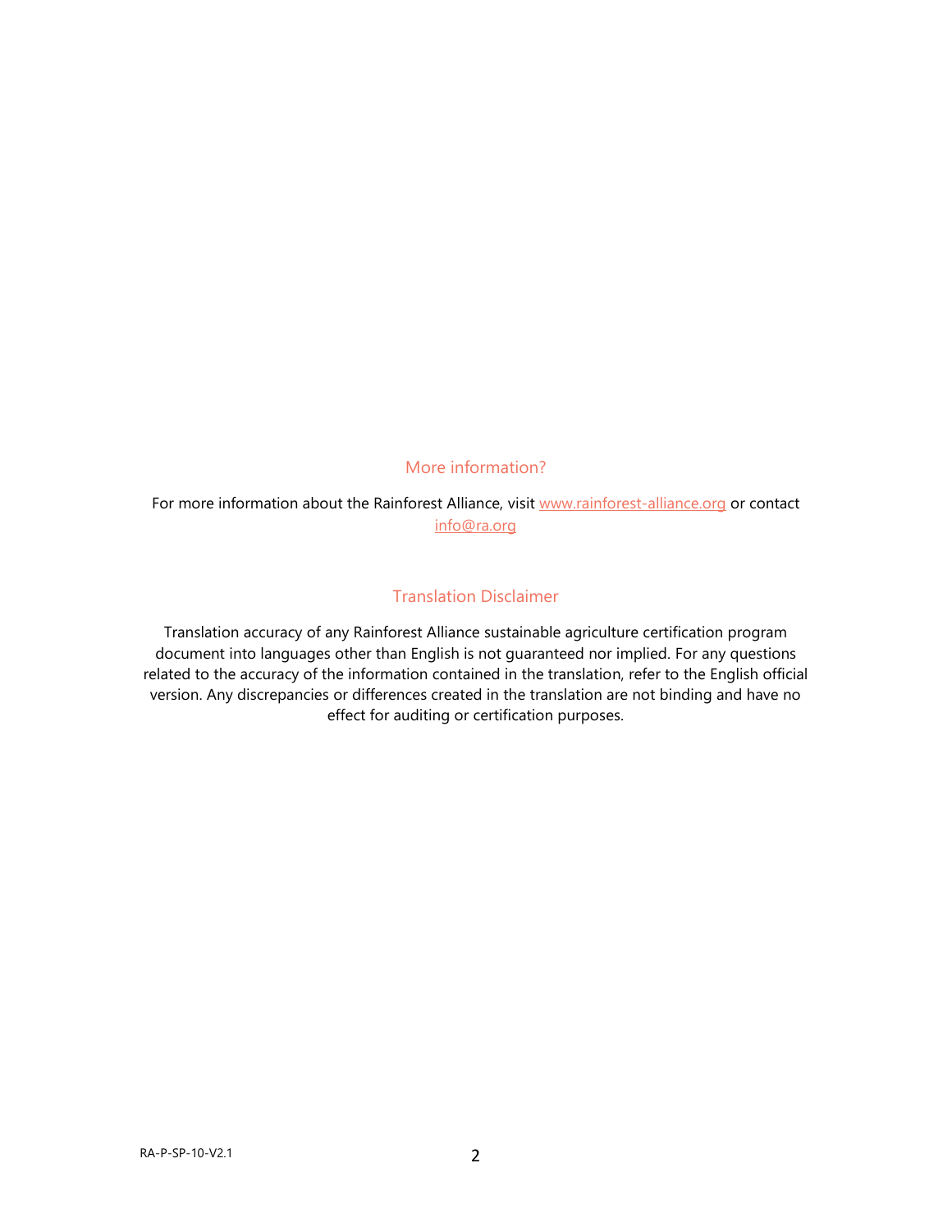## More information?

For more information about the Rainforest Alliance, visit [www.rainforest-alliance.org](http://www.rainforest-alliance.org) or contact [info@ra.org](mailto:info@ra.org)

## Translation Disclaimer

Translation accuracy of any Rainforest Alliance sustainable agriculture certification program document into languages other than English is not guaranteed nor implied. For any questions related to the accuracy of the information contained in the translation, refer to the English official version. Any discrepancies or differences created in the translation are not binding and have no effect for auditing or certification purposes.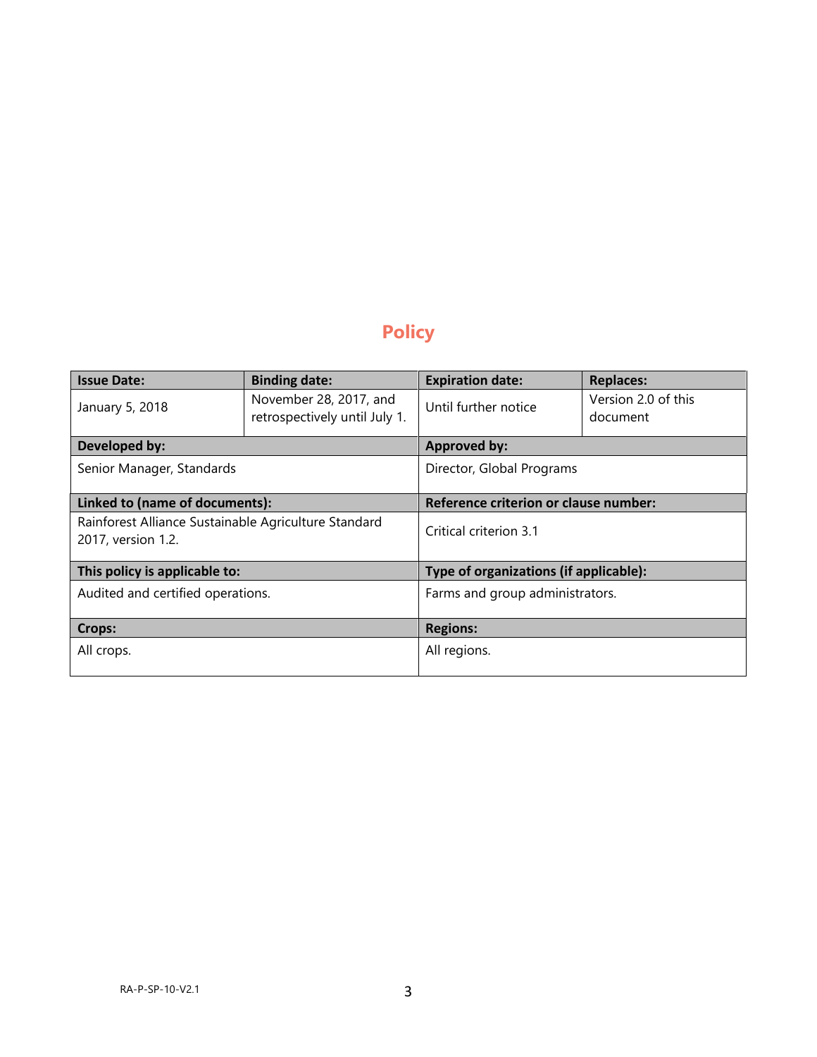# Policy

| Issue Date: | Binding date: | Expiration date: | Replaces: |
|---|---|---|---|
| January 5, 2018 | November 28, 2017, and retrospectively until July 1. | Until further notice | Version 2.0 of this document |
| **Developed by:** | | **Approved by:** | |
| Senior Manager, Standards | | Director, Global Programs | |
| **Linked to (name of documents):** | | **Reference criterion or clause number:** | |
| Rainforest Alliance Sustainable Agriculture Standard 2017, version 1.2. | | Critical criterion 3.1 | |
| **This policy is applicable to:** | | **Type of organizations (if applicable):** | |
| Audited and certified operations. | | Farms and group administrators. | |
| **Crops:** | | **Regions:** | |
| All crops. | | All regions. | |

RA-P-SP-10-V2.1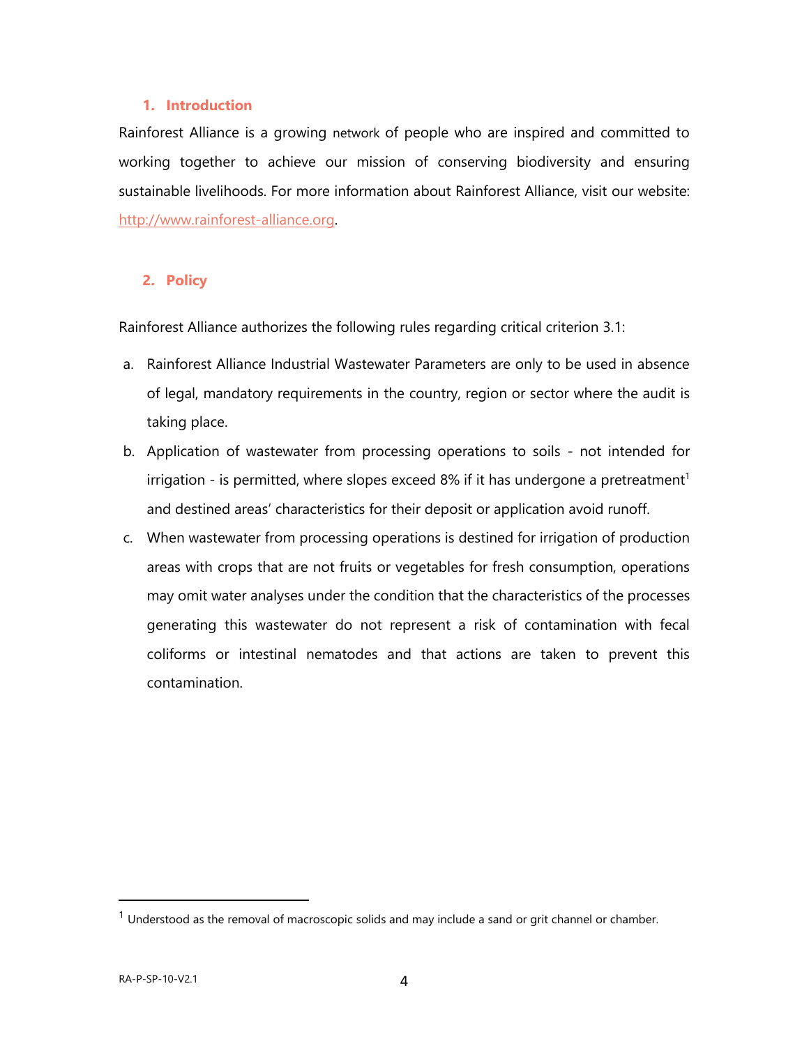## 1. Introduction

Rainforest Alliance is a growing network of people who are inspired and committed to working together to achieve our mission of conserving biodiversity and ensuring sustainable livelihoods. For more information about Rainforest Alliance, visit our website: http://www.rainforest-alliance.org.

## 2. Policy

Rainforest Alliance authorizes the following rules regarding critical criterion 3.1:

a. Rainforest Alliance Industrial Wastewater Parameters are only to be used in absence of legal, mandatory requirements in the country, region or sector where the audit is taking place.

b. Application of wastewater from processing operations to soils - not intended for irrigation - is permitted, where slopes exceed 8% if it has undergone a pretreatment[1] and destined areas' characteristics for their deposit or application avoid runoff.

c. When wastewater from processing operations is destined for irrigation of production areas with crops that are not fruits or vegetables for fresh consumption, operations may omit water analyses under the condition that the characteristics of the processes generating this wastewater do not represent a risk of contamination with fecal coliforms or intestinal nematodes and that actions are taken to prevent this contamination.

[1] Understood as the removal of macroscopic solids and may include a sand or grit channel or chamber.

RA-P-SP-10-V2.1